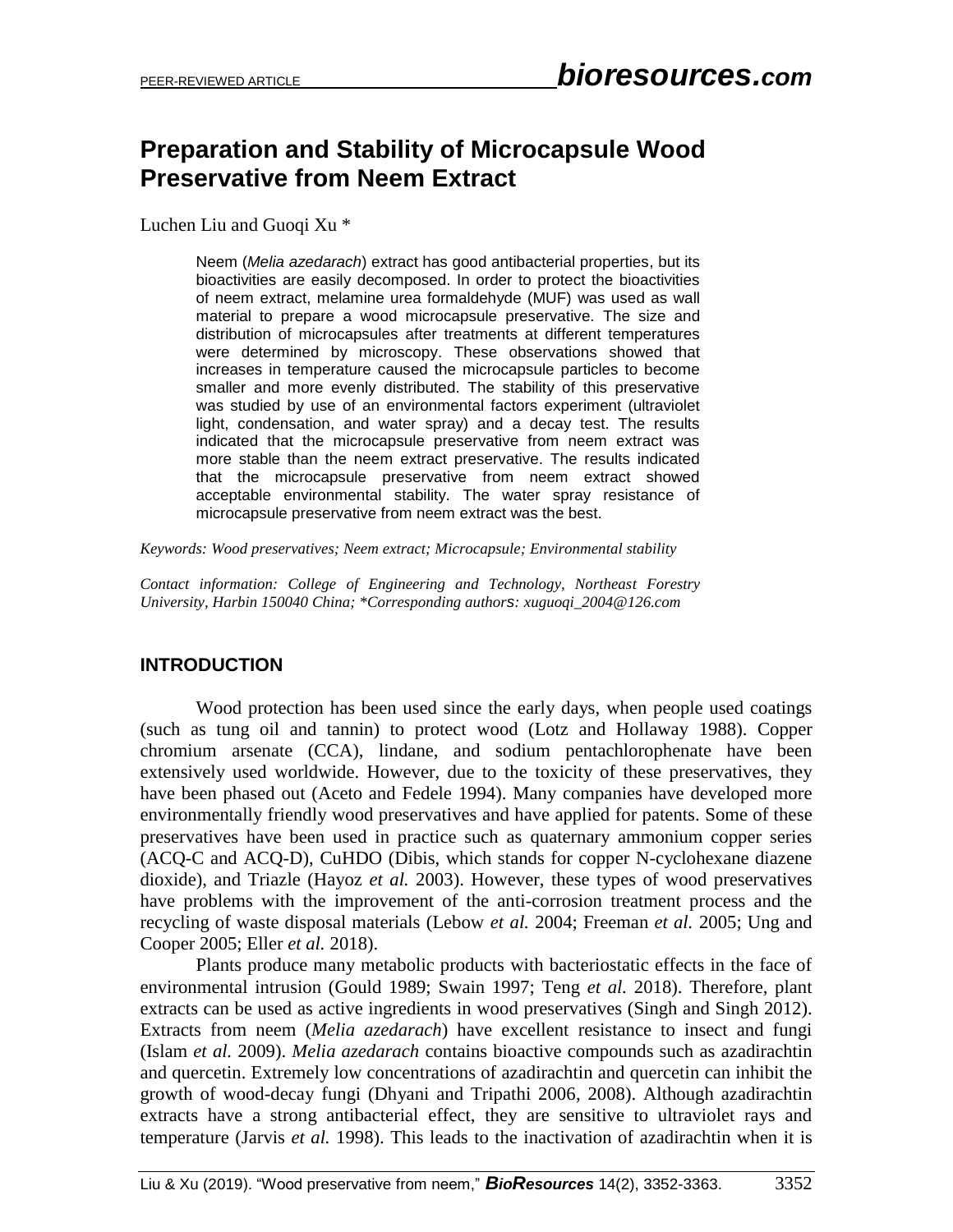# Preparation and Stability of Microcapsule Wood Preservative from Neem Extract

Luchen Liu and Guoqi Xu *

Neem (*Melia azedarach*) extract has good antibacterial properties, but its bioactivities are easily decomposed. In order to protect the bioactivities of neem extract, melamine urea formaldehyde (MUF) was used as wall material to prepare a wood microcapsule preservative. The size and distribution of microcapsules after treatments at different temperatures were determined by microscopy. These observations showed that increases in temperature caused the microcapsule particles to become smaller and more evenly distributed. The stability of this preservative was studied by use of an environmental factors experiment (ultraviolet light, condensation, and water spray) and a decay test. The results indicated that the microcapsule preservative from neem extract was more stable than the neem extract preservative. The results indicated that the microcapsule preservative from neem extract showed acceptable environmental stability. The water spray resistance of microcapsule preservative from neem extract was the best.

*Keywords: Wood preservatives; Neem extract; Microcapsule; Environmental stability*

*Contact information: College of Engineering and Technology, Northeast Forestry University, Harbin 150040 China; \*Corresponding authors: xuguoqi_2004@126.com*

## INTRODUCTION

Wood protection has been used since the early days, when people used coatings (such as tung oil and tannin) to protect wood (Lotz and Hollaway 1988). Copper chromium arsenate (CCA), lindane, and sodium pentachlorophenate have been extensively used worldwide. However, due to the toxicity of these preservatives, they have been phased out (Aceto and Fedele 1994). Many companies have developed more environmentally friendly wood preservatives and have applied for patents. Some of these preservatives have been used in practice such as quaternary ammonium copper series (ACQ-C and ACQ-D), CuHDO (Dibis, which stands for copper N-cyclohexane diazene dioxide), and Triazle (Hayoz *et al.* 2003). However, these types of wood preservatives have problems with the improvement of the anti-corrosion treatment process and the recycling of waste disposal materials (Lebow *et al.* 2004; Freeman *et al.* 2005; Ung and Cooper 2005; Eller *et al.* 2018).

Plants produce many metabolic products with bacteriostatic effects in the face of environmental intrusion (Gould 1989; Swain 1997; Teng *et al.* 2018). Therefore, plant extracts can be used as active ingredients in wood preservatives (Singh and Singh 2012). Extracts from neem (*Melia azedarach*) have excellent resistance to insect and fungi (Islam *et al.* 2009). *Melia azedarach* contains bioactive compounds such as azadirachtin and quercetin. Extremely low concentrations of azadirachtin and quercetin can inhibit the growth of wood-decay fungi (Dhyani and Tripathi 2006, 2008). Although azadirachtin extracts have a strong antibacterial effect, they are sensitive to ultraviolet rays and temperature (Jarvis *et al.* 1998). This leads to the inactivation of azadirachtin when it is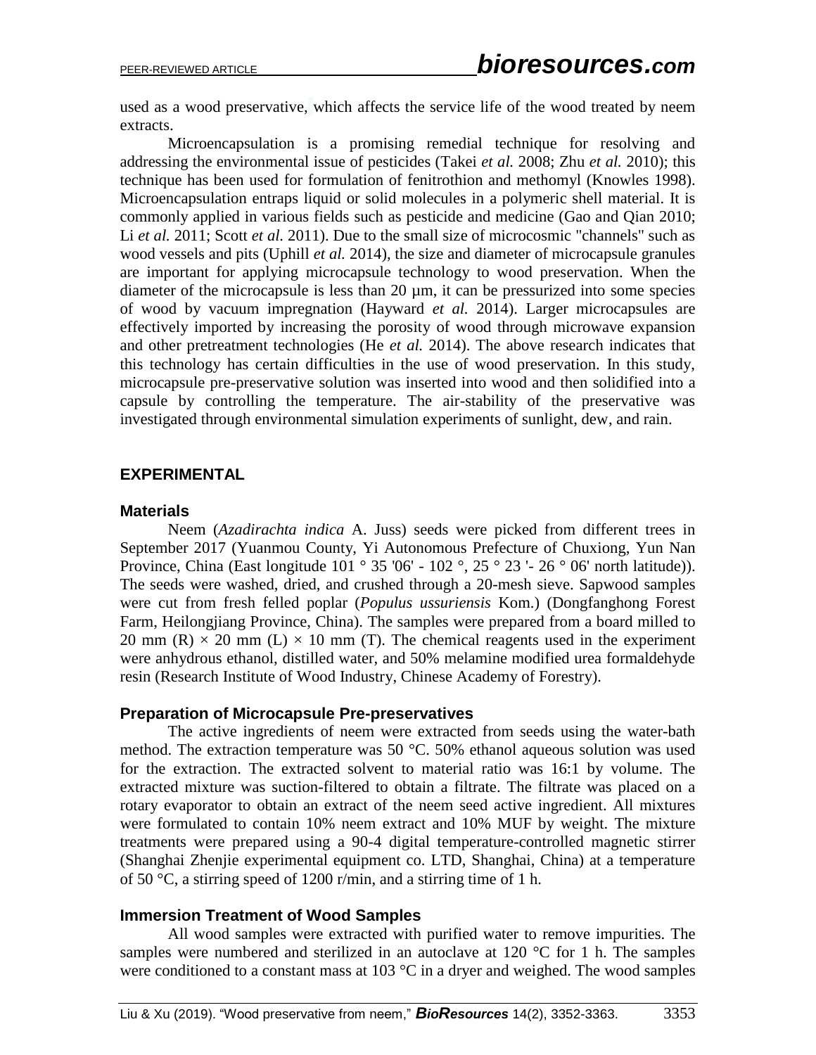used as a wood preservative, which affects the service life of the wood treated by neem extracts.

Microencapsulation is a promising remedial technique for resolving and addressing the environmental issue of pesticides (Takei *et al.* 2008; Zhu *et al.* 2010); this technique has been used for formulation of fenitrothion and methomyl (Knowles 1998). Microencapsulation entraps liquid or solid molecules in a polymeric shell material. It is commonly applied in various fields such as pesticide and medicine (Gao and Qian 2010; Li *et al.* 2011; Scott *et al.* 2011). Due to the small size of microcosmic "channels" such as wood vessels and pits (Uphill *et al.* 2014), the size and diameter of microcapsule granules are important for applying microcapsule technology to wood preservation. When the diameter of the microcapsule is less than 20 µm, it can be pressurized into some species of wood by vacuum impregnation (Hayward *et al.* 2014). Larger microcapsules are effectively imported by increasing the porosity of wood through microwave expansion and other pretreatment technologies (He *et al.* 2014). The above research indicates that this technology has certain difficulties in the use of wood preservation. In this study, microcapsule pre-preservative solution was inserted into wood and then solidified into a capsule by controlling the temperature. The air-stability of the preservative was investigated through environmental simulation experiments of sunlight, dew, and rain.

## EXPERIMENTAL

### Materials

Neem (*Azadirachta indica* A. Juss) seeds were picked from different trees in September 2017 (Yuanmou County, Yi Autonomous Prefecture of Chuxiong, Yun Nan Province, China (East longitude 101 ° 35 '06' - 102 °, 25 ° 23 '- 26 ° 06' north latitude)). The seeds were washed, dried, and crushed through a 20-mesh sieve. Sapwood samples were cut from fresh felled poplar (*Populus ussuriensis* Kom.) (Dongfanghong Forest Farm, Heilongjiang Province, China). The samples were prepared from a board milled to 20 mm (R) × 20 mm (L) × 10 mm (T). The chemical reagents used in the experiment were anhydrous ethanol, distilled water, and 50% melamine modified urea formaldehyde resin (Research Institute of Wood Industry, Chinese Academy of Forestry).

### Preparation of Microcapsule Pre-preservatives

The active ingredients of neem were extracted from seeds using the water-bath method. The extraction temperature was 50 °C. 50% ethanol aqueous solution was used for the extraction. The extracted solvent to material ratio was 16:1 by volume. The extracted mixture was suction-filtered to obtain a filtrate. The filtrate was placed on a rotary evaporator to obtain an extract of the neem seed active ingredient. All mixtures were formulated to contain 10% neem extract and 10% MUF by weight. The mixture treatments were prepared using a 90-4 digital temperature-controlled magnetic stirrer (Shanghai Zhenjie experimental equipment co. LTD, Shanghai, China) at a temperature of 50 °C, a stirring speed of 1200 r/min, and a stirring time of 1 h.

### Immersion Treatment of Wood Samples

All wood samples were extracted with purified water to remove impurities. The samples were numbered and sterilized in an autoclave at 120 °C for 1 h. The samples were conditioned to a constant mass at 103 °C in a dryer and weighed. The wood samples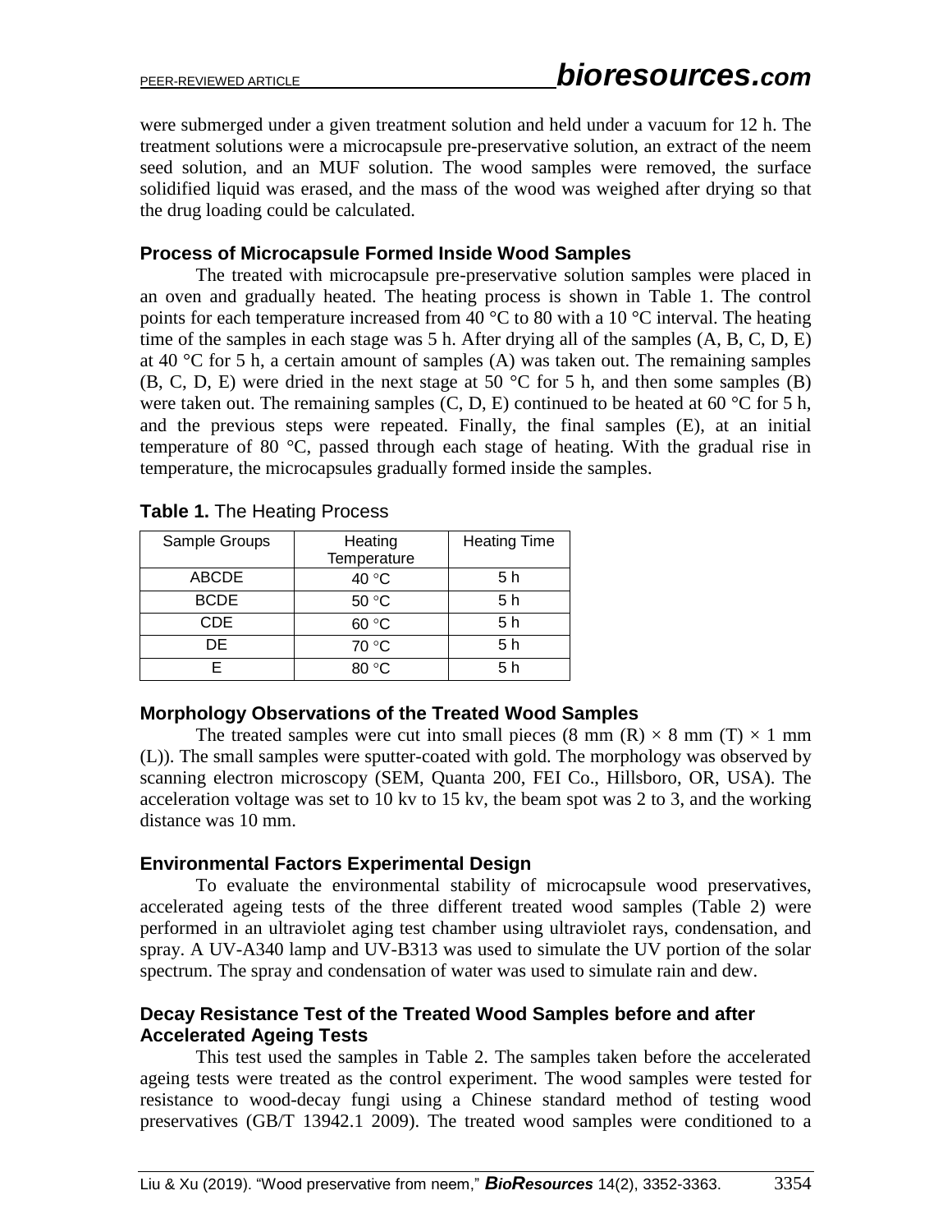were submerged under a given treatment solution and held under a vacuum for 12 h. The treatment solutions were a microcapsule pre-preservative solution, an extract of the neem seed solution, and an MUF solution. The wood samples were removed, the surface solidified liquid was erased, and the mass of the wood was weighed after drying so that the drug loading could be calculated.

### Process of Microcapsule Formed Inside Wood Samples

The treated with microcapsule pre-preservative solution samples were placed in an oven and gradually heated. The heating process is shown in Table 1. The control points for each temperature increased from 40 °C to 80 with a 10 °C interval. The heating time of the samples in each stage was 5 h. After drying all of the samples (A, B, C, D, E) at 40 °C for 5 h, a certain amount of samples (A) was taken out. The remaining samples (B, C, D, E) were dried in the next stage at 50 °C for 5 h, and then some samples (B) were taken out. The remaining samples (C, D, E) continued to be heated at 60 °C for 5 h, and the previous steps were repeated. Finally, the final samples (E), at an initial temperature of 80 °C, passed through each stage of heating. With the gradual rise in temperature, the microcapsules gradually formed inside the samples.

**Table 1.** The Heating Process

| Sample Groups | Heating Temperature | Heating Time |
|---|---|---|
| ABCDE | 40 °C | 5 h |
| BCDE | 50 °C | 5 h |
| CDE | 60 °C | 5 h |
| DE | 70 °C | 5 h |
| E | 80 °C | 5 h |

### Morphology Observations of the Treated Wood Samples

The treated samples were cut into small pieces (8 mm (R) × 8 mm (T) × 1 mm (L)). The small samples were sputter-coated with gold. The morphology was observed by scanning electron microscopy (SEM, Quanta 200, FEI Co., Hillsboro, OR, USA). The acceleration voltage was set to 10 kv to 15 kv, the beam spot was 2 to 3, and the working distance was 10 mm.

### Environmental Factors Experimental Design

To evaluate the environmental stability of microcapsule wood preservatives, accelerated ageing tests of the three different treated wood samples (Table 2) were performed in an ultraviolet aging test chamber using ultraviolet rays, condensation, and spray. A UV-A340 lamp and UV-B313 was used to simulate the UV portion of the solar spectrum. The spray and condensation of water was used to simulate rain and dew.

### Decay Resistance Test of the Treated Wood Samples before and after Accelerated Ageing Tests

This test used the samples in Table 2. The samples taken before the accelerated ageing tests were treated as the control experiment. The wood samples were tested for resistance to wood-decay fungi using a Chinese standard method of testing wood preservatives (GB/T 13942.1 2009). The treated wood samples were conditioned to a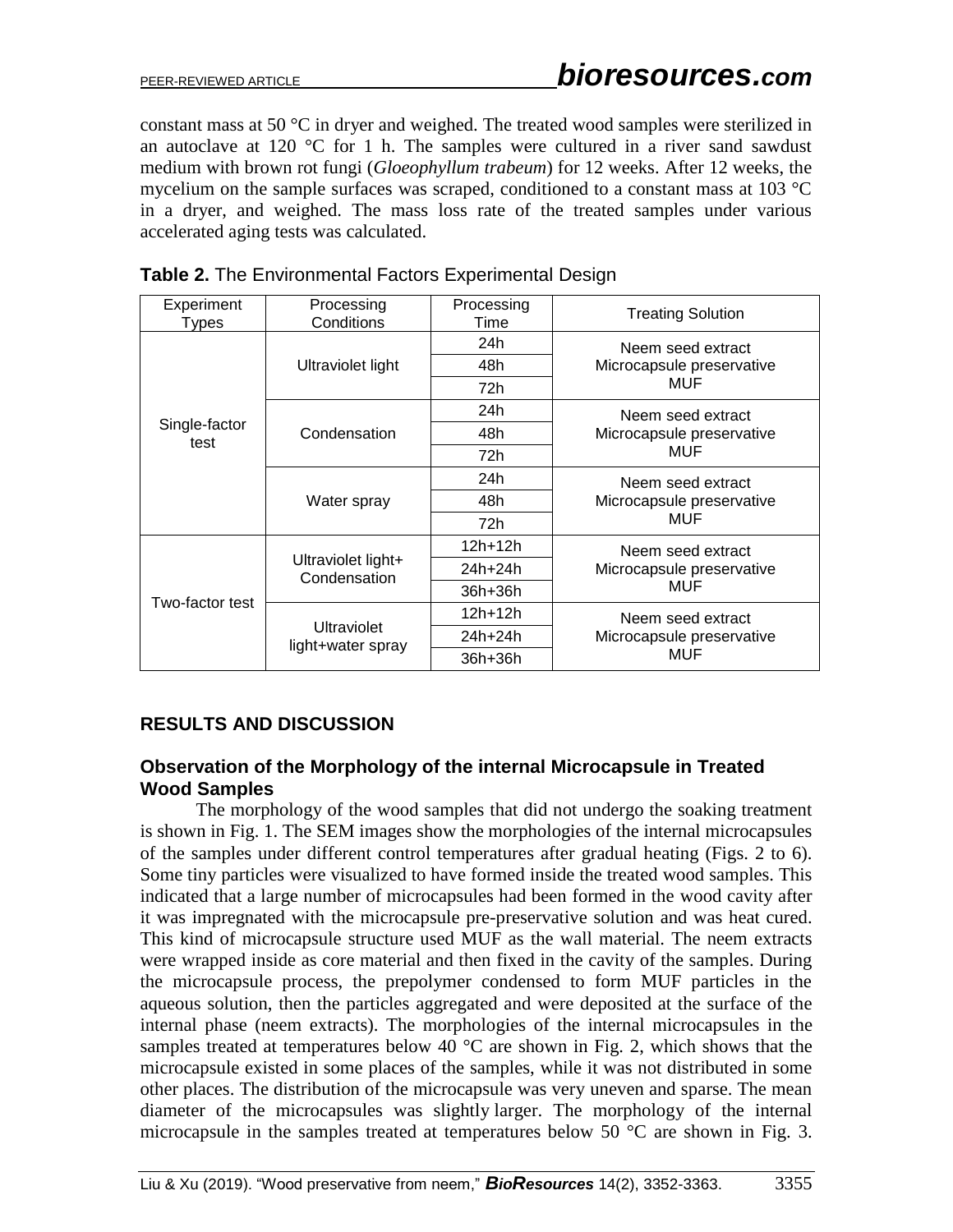constant mass at 50 °C in dryer and weighed. The treated wood samples were sterilized in an autoclave at 120 °C for 1 h. The samples were cultured in a river sand sawdust medium with brown rot fungi (*Gloeophyllum trabeum*) for 12 weeks. After 12 weeks, the mycelium on the sample surfaces was scraped, conditioned to a constant mass at 103 °C in a dryer, and weighed. The mass loss rate of the treated samples under various accelerated aging tests was calculated.

**Table 2.** The Environmental Factors Experimental Design

| Experiment Types | Processing Conditions | Processing Time | Treating Solution |
|---|---|---|---|
| Single-factor test | Ultraviolet light | 24h | Neem seed extract Microcapsule preservative MUF |
| | | 48h | |
| | | 72h | |
| | Condensation | 24h | Neem seed extract Microcapsule preservative MUF |
| | | 48h | |
| | | 72h | |
| | Water spray | 24h | Neem seed extract Microcapsule preservative MUF |
| | | 48h | |
| | | 72h | |
| Two-factor test | Ultraviolet light+ Condensation | 12h+12h | Neem seed extract Microcapsule preservative MUF |
| | | 24h+24h | |
| | | 36h+36h | |
| | Ultraviolet light+water spray | 12h+12h | Neem seed extract Microcapsule preservative MUF |
| | | 24h+24h | |
| | | 36h+36h | |

## RESULTS AND DISCUSSION

### Observation of the Morphology of the internal Microcapsule in Treated Wood Samples

The morphology of the wood samples that did not undergo the soaking treatment is shown in Fig. 1. The SEM images show the morphologies of the internal microcapsules of the samples under different control temperatures after gradual heating (Figs. 2 to 6). Some tiny particles were visualized to have formed inside the treated wood samples. This indicated that a large number of microcapsules had been formed in the wood cavity after it was impregnated with the microcapsule pre-preservative solution and was heat cured. This kind of microcapsule structure used MUF as the wall material. The neem extracts were wrapped inside as core material and then fixed in the cavity of the samples. During the microcapsule process, the prepolymer condensed to form MUF particles in the aqueous solution, then the particles aggregated and were deposited at the surface of the internal phase (neem extracts). The morphologies of the internal microcapsules in the samples treated at temperatures below 40 °C are shown in Fig. 2, which shows that the microcapsule existed in some places of the samples, while it was not distributed in some other places. The distribution of the microcapsule was very uneven and sparse. The mean diameter of the microcapsules was slightly larger. The morphology of the internal microcapsule in the samples treated at temperatures below 50 °C are shown in Fig. 3.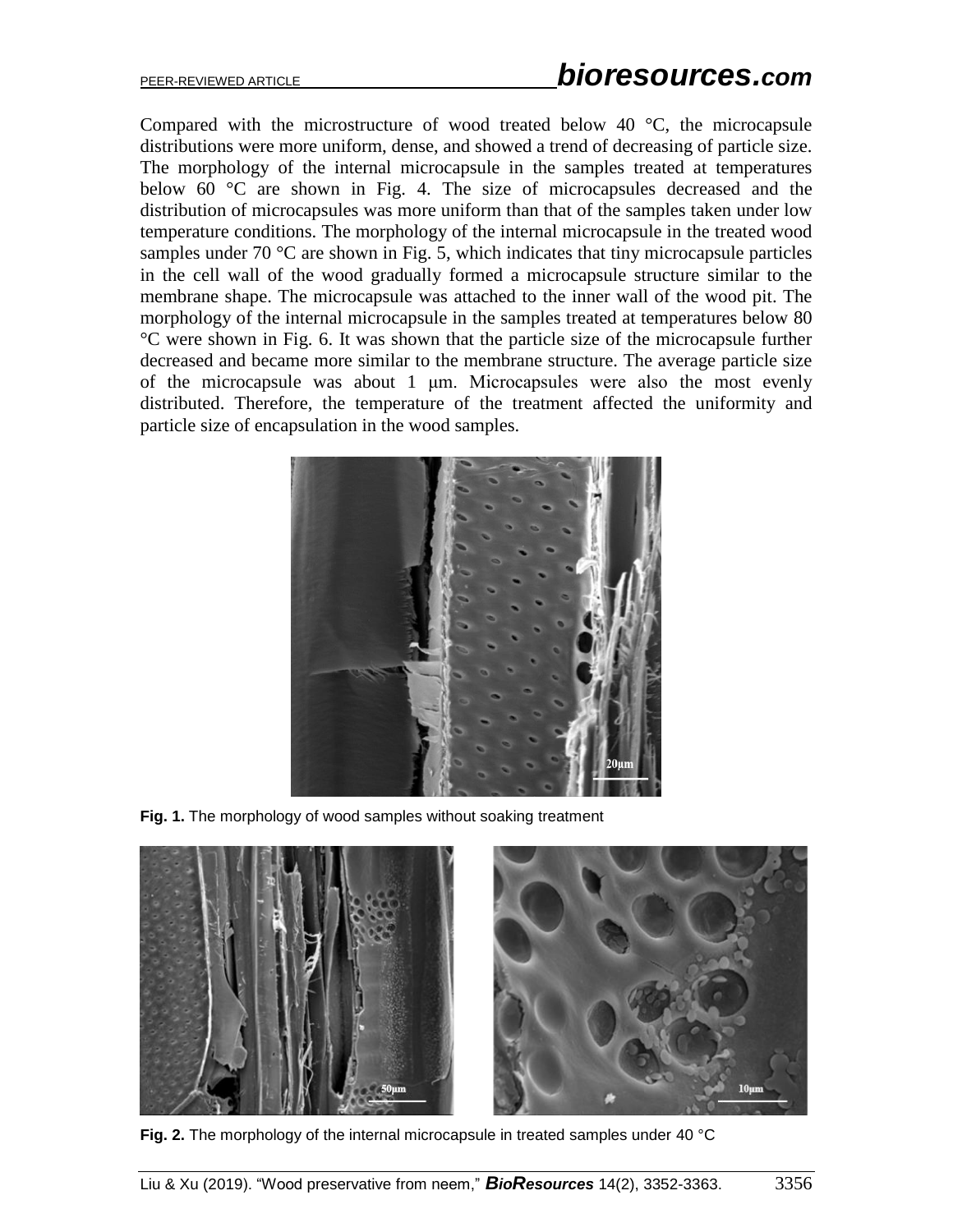Compared with the microstructure of wood treated below 40 °C, the microcapsule distributions were more uniform, dense, and showed a trend of decreasing of particle size. The morphology of the internal microcapsule in the samples treated at temperatures below 60 °C are shown in Fig. 4. The size of microcapsules decreased and the distribution of microcapsules was more uniform than that of the samples taken under low temperature conditions. The morphology of the internal microcapsule in the treated wood samples under 70 °C are shown in Fig. 5, which indicates that tiny microcapsule particles in the cell wall of the wood gradually formed a microcapsule structure similar to the membrane shape. The microcapsule was attached to the inner wall of the wood pit. The morphology of the internal microcapsule in the samples treated at temperatures below 80 °C were shown in Fig. 6. It was shown that the particle size of the microcapsule further decreased and became more similar to the membrane structure. The average particle size of the microcapsule was about 1 μm. Microcapsules were also the most evenly distributed. Therefore, the temperature of the treatment affected the uniformity and particle size of encapsulation in the wood samples.

**Fig. 1.** The morphology of wood samples without soaking treatment

**Fig. 2.** The morphology of the internal microcapsule in treated samples under 40 °C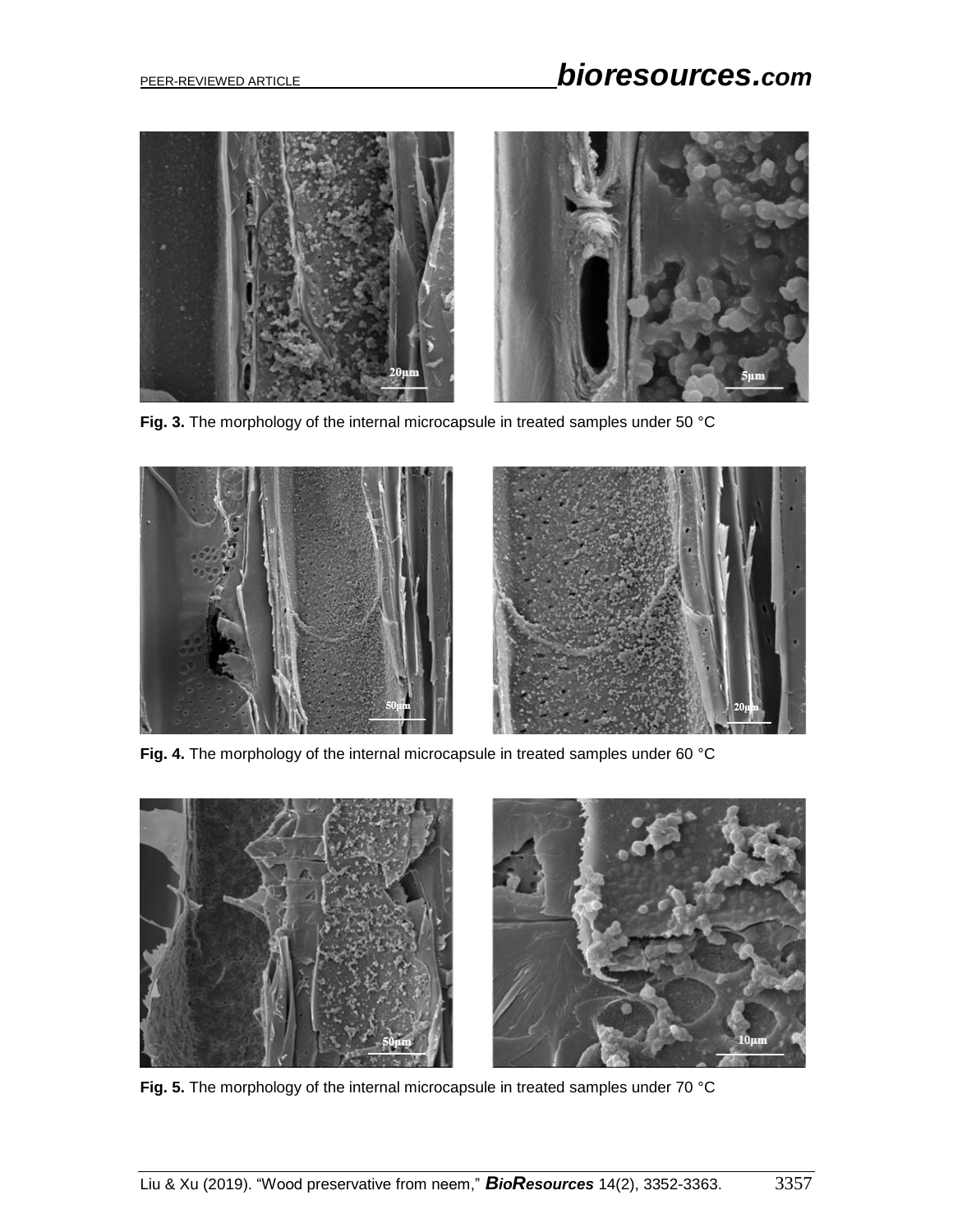**Fig. 3.** The morphology of the internal microcapsule in treated samples under 50 °C

**Fig. 4.** The morphology of the internal microcapsule in treated samples under 60 °C

**Fig. 5.** The morphology of the internal microcapsule in treated samples under 70 °C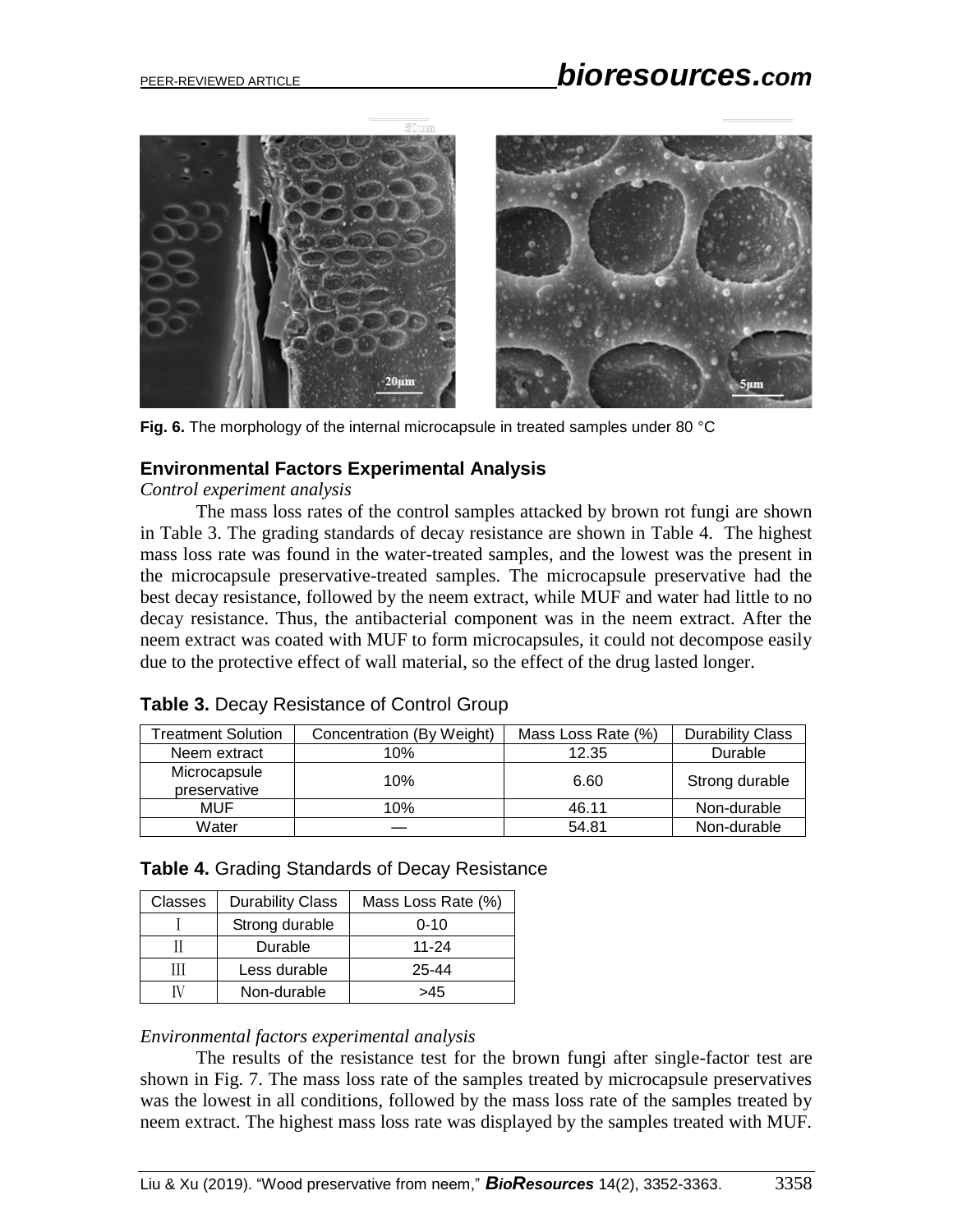Fig. 6. The morphology of the internal microcapsule in treated samples under 80 °C

## Environmental Factors Experimental Analysis

*Control experiment analysis*

The mass loss rates of the control samples attacked by brown rot fungi are shown in Table 3. The grading standards of decay resistance are shown in Table 4. The highest mass loss rate was found in the water-treated samples, and the lowest was the present in the microcapsule preservative-treated samples. The microcapsule preservative had the best decay resistance, followed by the neem extract, while MUF and water had little to no decay resistance. Thus, the antibacterial component was in the neem extract. After the neem extract was coated with MUF to form microcapsules, it could not decompose easily due to the protective effect of wall material, so the effect of the drug lasted longer.

**Table 3.** Decay Resistance of Control Group

| Treatment Solution | Concentration (By Weight) | Mass Loss Rate (%) | Durability Class |
|---|---|---|---|
| Neem extract | 10% | 12.35 | Durable |
| Microcapsule preservative | 10% | 6.60 | Strong durable |
| MUF | 10% | 46.11 | Non-durable |
| Water | — | 54.81 | Non-durable |

**Table 4.** Grading Standards of Decay Resistance

| Classes | Durability Class | Mass Loss Rate (%) |
|---|---|---|
| Ⅰ | Strong durable | 0-10 |
| Ⅱ | Durable | 11-24 |
| Ⅲ | Less durable | 25-44 |
| Ⅳ | Non-durable | >45 |

*Environmental factors experimental analysis*

The results of the resistance test for the brown fungi after single-factor test are shown in Fig. 7. The mass loss rate of the samples treated by microcapsule preservatives was the lowest in all conditions, followed by the mass loss rate of the samples treated by neem extract. The highest mass loss rate was displayed by the samples treated with MUF.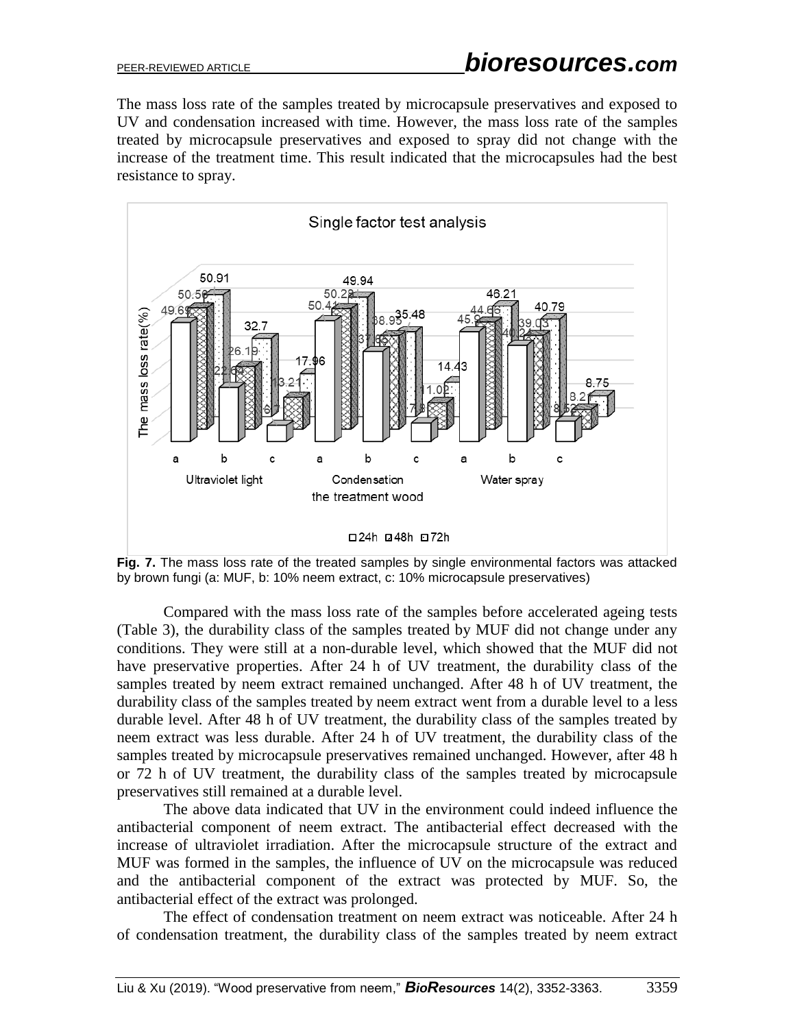The mass loss rate of the samples treated by microcapsule preservatives and exposed to UV and condensation increased with time. However, the mass loss rate of the samples treated by microcapsule preservatives and exposed to spray did not change with the increase of the treatment time. This result indicated that the microcapsules had the best resistance to spray.

**Fig. 7.** The mass loss rate of the treated samples by single environmental factors was attacked by brown fungi (a: MUF, b: 10% neem extract, c: 10% microcapsule preservatives)

Compared with the mass loss rate of the samples before accelerated ageing tests (Table 3), the durability class of the samples treated by MUF did not change under any conditions. They were still at a non-durable level, which showed that the MUF did not have preservative properties. After 24 h of UV treatment, the durability class of the samples treated by neem extract remained unchanged. After 48 h of UV treatment, the durability class of the samples treated by neem extract went from a durable level to a less durable level. After 48 h of UV treatment, the durability class of the samples treated by neem extract was less durable. After 24 h of UV treatment, the durability class of the samples treated by microcapsule preservatives remained unchanged. However, after 48 h or 72 h of UV treatment, the durability class of the samples treated by microcapsule preservatives still remained at a durable level.

The above data indicated that UV in the environment could indeed influence the antibacterial component of neem extract. The antibacterial effect decreased with the increase of ultraviolet irradiation. After the microcapsule structure of the extract and MUF was formed in the samples, the influence of UV on the microcapsule was reduced and the antibacterial component of the extract was protected by MUF. So, the antibacterial effect of the extract was prolonged.

The effect of condensation treatment on neem extract was noticeable. After 24 h of condensation treatment, the durability class of the samples treated by neem extract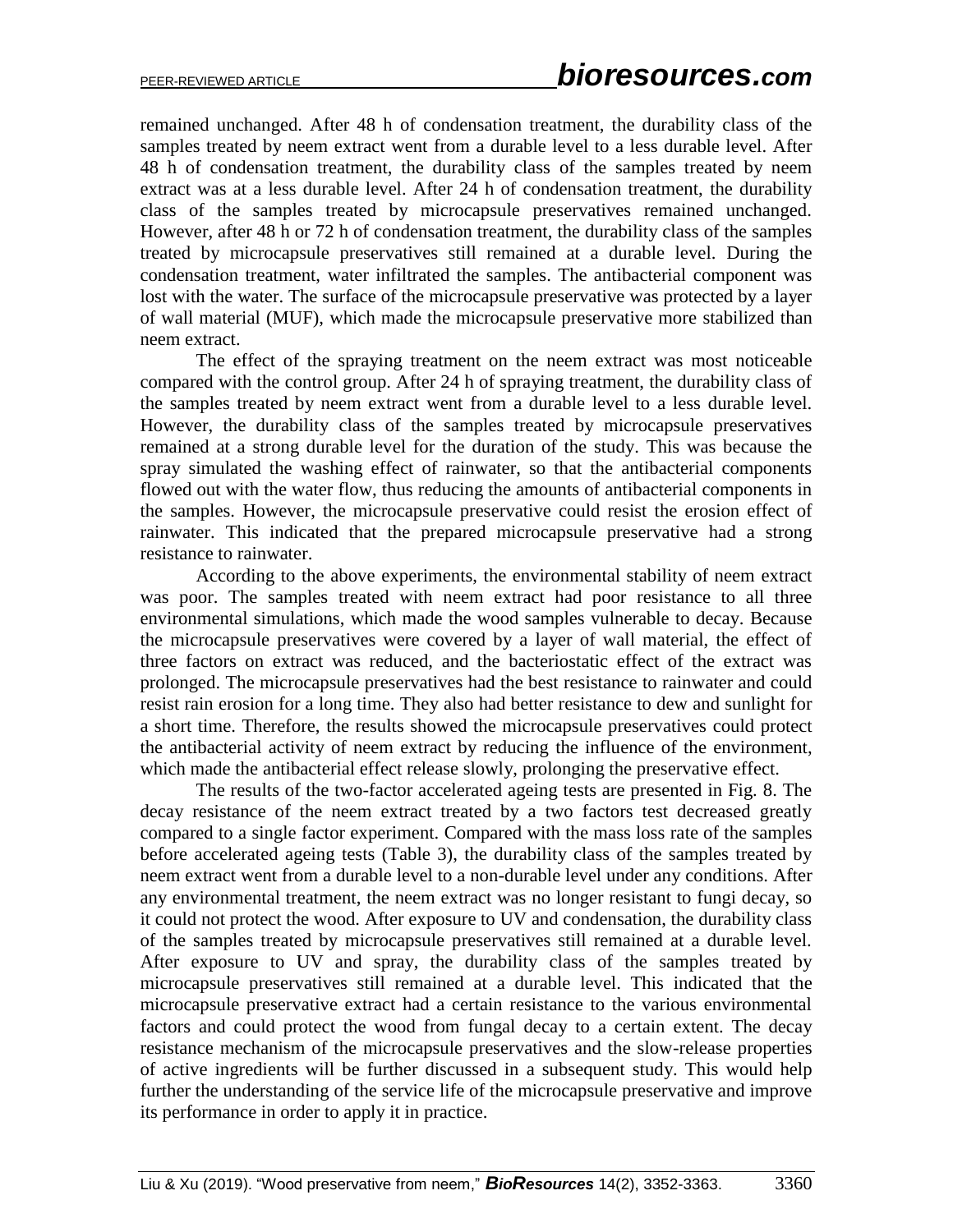remained unchanged. After 48 h of condensation treatment, the durability class of the samples treated by neem extract went from a durable level to a less durable level. After 48 h of condensation treatment, the durability class of the samples treated by neem extract was at a less durable level. After 24 h of condensation treatment, the durability class of the samples treated by microcapsule preservatives remained unchanged. However, after 48 h or 72 h of condensation treatment, the durability class of the samples treated by microcapsule preservatives still remained at a durable level. During the condensation treatment, water infiltrated the samples. The antibacterial component was lost with the water. The surface of the microcapsule preservative was protected by a layer of wall material (MUF), which made the microcapsule preservative more stabilized than neem extract.

The effect of the spraying treatment on the neem extract was most noticeable compared with the control group. After 24 h of spraying treatment, the durability class of the samples treated by neem extract went from a durable level to a less durable level. However, the durability class of the samples treated by microcapsule preservatives remained at a strong durable level for the duration of the study. This was because the spray simulated the washing effect of rainwater, so that the antibacterial components flowed out with the water flow, thus reducing the amounts of antibacterial components in the samples. However, the microcapsule preservative could resist the erosion effect of rainwater. This indicated that the prepared microcapsule preservative had a strong resistance to rainwater.

According to the above experiments, the environmental stability of neem extract was poor. The samples treated with neem extract had poor resistance to all three environmental simulations, which made the wood samples vulnerable to decay. Because the microcapsule preservatives were covered by a layer of wall material, the effect of three factors on extract was reduced, and the bacteriostatic effect of the extract was prolonged. The microcapsule preservatives had the best resistance to rainwater and could resist rain erosion for a long time. They also had better resistance to dew and sunlight for a short time. Therefore, the results showed the microcapsule preservatives could protect the antibacterial activity of neem extract by reducing the influence of the environment, which made the antibacterial effect release slowly, prolonging the preservative effect.

The results of the two-factor accelerated ageing tests are presented in Fig. 8. The decay resistance of the neem extract treated by a two factors test decreased greatly compared to a single factor experiment. Compared with the mass loss rate of the samples before accelerated ageing tests (Table 3), the durability class of the samples treated by neem extract went from a durable level to a non-durable level under any conditions. After any environmental treatment, the neem extract was no longer resistant to fungi decay, so it could not protect the wood. After exposure to UV and condensation, the durability class of the samples treated by microcapsule preservatives still remained at a durable level. After exposure to UV and spray, the durability class of the samples treated by microcapsule preservatives still remained at a durable level. This indicated that the microcapsule preservative extract had a certain resistance to the various environmental factors and could protect the wood from fungal decay to a certain extent. The decay resistance mechanism of the microcapsule preservatives and the slow-release properties of active ingredients will be further discussed in a subsequent study. This would help further the understanding of the service life of the microcapsule preservative and improve its performance in order to apply it in practice.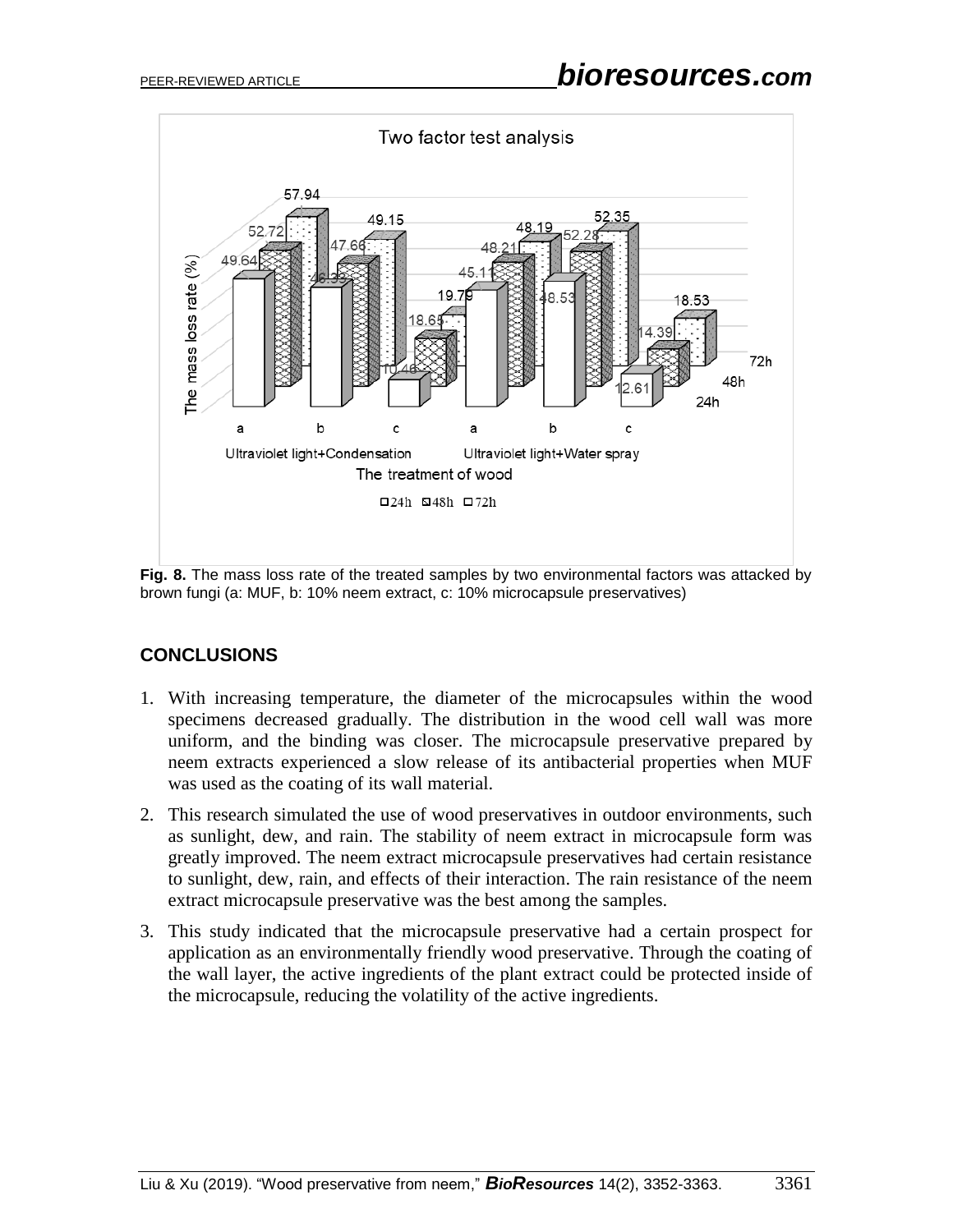**Fig. 8.** The mass loss rate of the treated samples by two environmental factors was attacked by brown fungi (a: MUF, b: 10% neem extract, c: 10% microcapsule preservatives)

## CONCLUSIONS

1. With increasing temperature, the diameter of the microcapsules within the wood specimens decreased gradually. The distribution in the wood cell wall was more uniform, and the binding was closer. The microcapsule preservative prepared by neem extracts experienced a slow release of its antibacterial properties when MUF was used as the coating of its wall material.
2. This research simulated the use of wood preservatives in outdoor environments, such as sunlight, dew, and rain. The stability of neem extract in microcapsule form was greatly improved. The neem extract microcapsule preservatives had certain resistance to sunlight, dew, rain, and effects of their interaction. The rain resistance of the neem extract microcapsule preservative was the best among the samples.
3. This study indicated that the microcapsule preservative had a certain prospect for application as an environmentally friendly wood preservative. Through the coating of the wall layer, the active ingredients of the plant extract could be protected inside of the microcapsule, reducing the volatility of the active ingredients.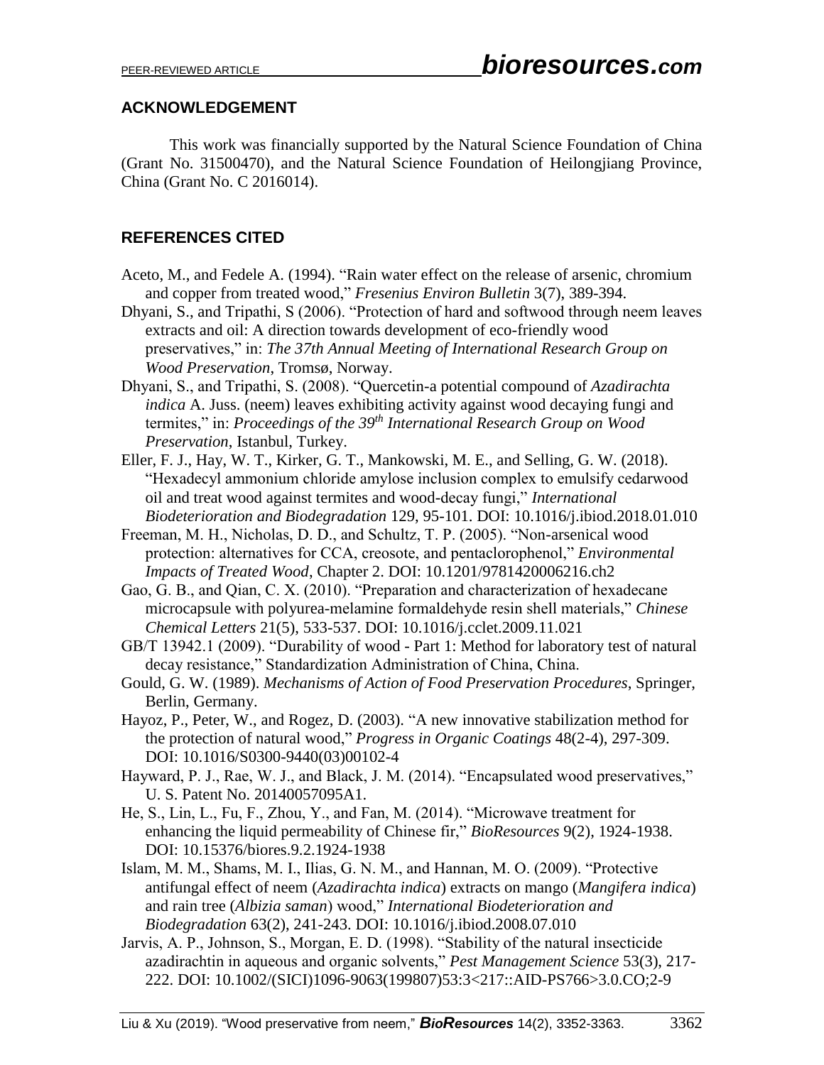## ACKNOWLEDGEMENT

This work was financially supported by the Natural Science Foundation of China (Grant No. 31500470), and the Natural Science Foundation of Heilongjiang Province, China (Grant No. C 2016014).

## REFERENCES CITED

Aceto, M., and Fedele A. (1994). "Rain water effect on the release of arsenic, chromium and copper from treated wood," *Fresenius Environ Bulletin* 3(7), 389-394.

Dhyani, S., and Tripathi, S (2006). "Protection of hard and softwood through neem leaves extracts and oil: A direction towards development of eco-friendly wood preservatives," in: *The 37th Annual Meeting of International Research Group on Wood Preservation*, Tromsø, Norway.

Dhyani, S., and Tripathi, S. (2008). "Quercetin-a potential compound of *Azadirachta indica* A. Juss. (neem) leaves exhibiting activity against wood decaying fungi and termites," in: *Proceedings of the 39th International Research Group on Wood Preservation*, Istanbul, Turkey.

Eller, F. J., Hay, W. T., Kirker, G. T., Mankowski, M. E., and Selling, G. W. (2018). "Hexadecyl ammonium chloride amylose inclusion complex to emulsify cedarwood oil and treat wood against termites and wood-decay fungi," *International Biodeterioration and Biodegradation* 129, 95-101. DOI: 10.1016/j.ibiod.2018.01.010

Freeman, M. H., Nicholas, D. D., and Schultz, T. P. (2005). "Non-arsenical wood protection: alternatives for CCA, creosote, and pentaclorophenol," *Environmental Impacts of Treated Wood*, Chapter 2. DOI: 10.1201/9781420006216.ch2

Gao, G. B., and Qian, C. X. (2010). "Preparation and characterization of hexadecane microcapsule with polyurea-melamine formaldehyde resin shell materials," *Chinese Chemical Letters* 21(5), 533-537. DOI: 10.1016/j.cclet.2009.11.021

GB/T 13942.1 (2009). "Durability of wood - Part 1: Method for laboratory test of natural decay resistance," Standardization Administration of China, China.

Gould, G. W. (1989). *Mechanisms of Action of Food Preservation Procedures*, Springer, Berlin, Germany.

Hayoz, P., Peter, W., and Rogez, D. (2003). "A new innovative stabilization method for the protection of natural wood," *Progress in Organic Coatings* 48(2-4), 297-309. DOI: 10.1016/S0300-9440(03)00102-4

Hayward, P. J., Rae, W. J., and Black, J. M. (2014). "Encapsulated wood preservatives," U. S. Patent No. 20140057095A1.

He, S., Lin, L., Fu, F., Zhou, Y., and Fan, M. (2014). "Microwave treatment for enhancing the liquid permeability of Chinese fir," *BioResources* 9(2), 1924-1938. DOI: 10.15376/biores.9.2.1924-1938

Islam, M. M., Shams, M. I., Ilias, G. N. M., and Hannan, M. O. (2009). "Protective antifungal effect of neem (*Azadirachta indica*) extracts on mango (*Mangifera indica*) and rain tree (*Albizia saman*) wood," *International Biodeterioration and Biodegradation* 63(2), 241-243. DOI: 10.1016/j.ibiod.2008.07.010

Jarvis, A. P., Johnson, S., Morgan, E. D. (1998). "Stability of the natural insecticide azadirachtin in aqueous and organic solvents," *Pest Management Science* 53(3), 217-222. DOI: 10.1002/(SICI)1096-9063(199807)53:3<217::AID-PS766>3.0.CO;2-9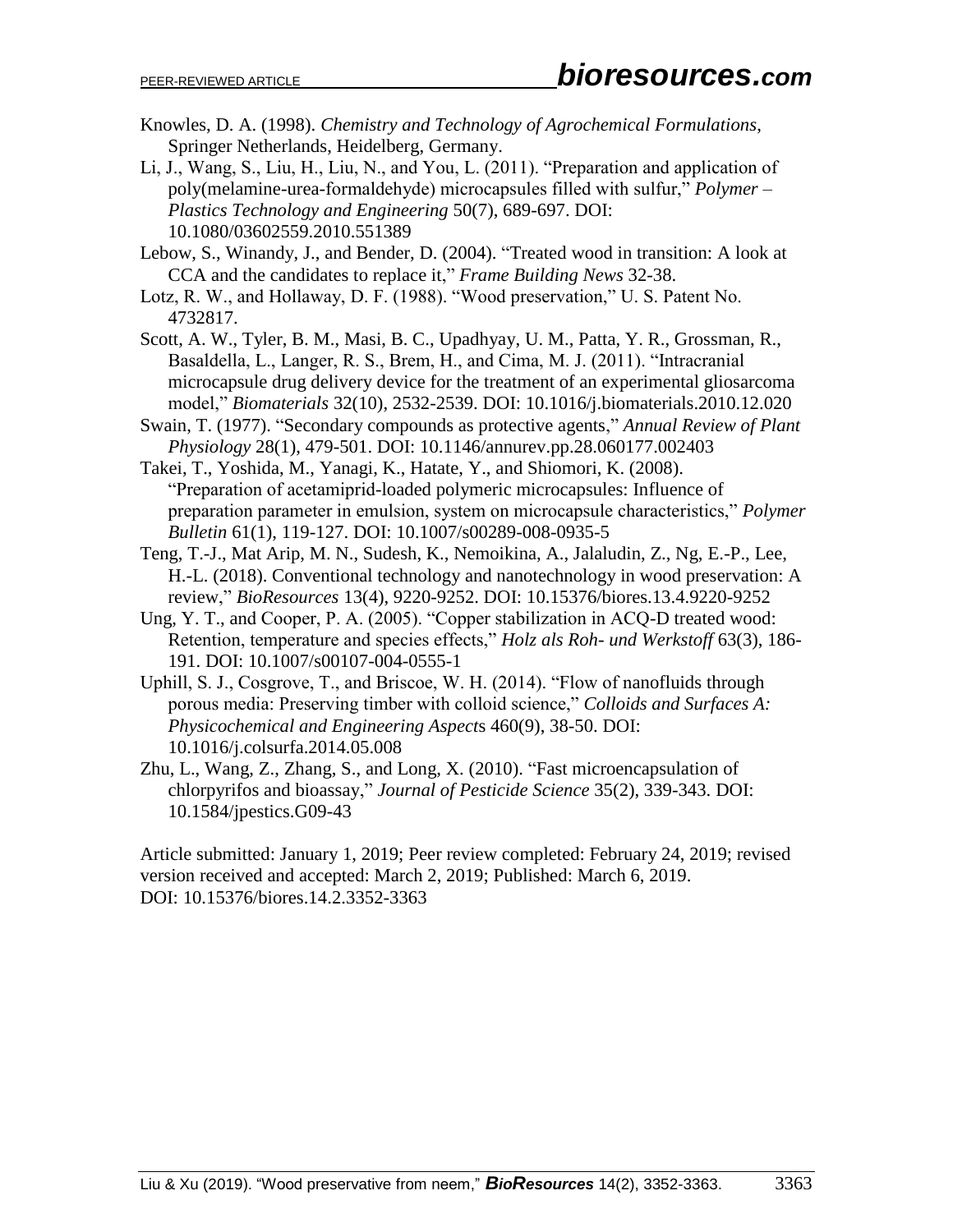Knowles, D. A. (1998). *Chemistry and Technology of Agrochemical Formulations*, Springer Netherlands, Heidelberg, Germany.

Li, J., Wang, S., Liu, H., Liu, N., and You, L. (2011). "Preparation and application of poly(melamine-urea-formaldehyde) microcapsules filled with sulfur," *Polymer – Plastics Technology and Engineering* 50(7), 689-697. DOI: 10.1080/03602559.2010.551389

Lebow, S., Winandy, J., and Bender, D. (2004). "Treated wood in transition: A look at CCA and the candidates to replace it," *Frame Building News* 32-38.

Lotz, R. W., and Hollaway, D. F. (1988). "Wood preservation," U. S. Patent No. 4732817.

Scott, A. W., Tyler, B. M., Masi, B. C., Upadhyay, U. M., Patta, Y. R., Grossman, R., Basaldella, L., Langer, R. S., Brem, H., and Cima, M. J. (2011). "Intracranial microcapsule drug delivery device for the treatment of an experimental gliosarcoma model," *Biomaterials* 32(10), 2532-2539. DOI: 10.1016/j.biomaterials.2010.12.020

Swain, T. (1977). "Secondary compounds as protective agents," *Annual Review of Plant Physiology* 28(1), 479-501. DOI: 10.1146/annurev.pp.28.060177.002403

Takei, T., Yoshida, M., Yanagi, K., Hatate, Y., and Shiomori, K. (2008). "Preparation of acetamiprid-loaded polymeric microcapsules: Influence of preparation parameter in emulsion, system on microcapsule characteristics," *Polymer Bulletin* 61(1), 119-127. DOI: 10.1007/s00289-008-0935-5

Teng, T.-J., Mat Arip, M. N., Sudesh, K., Nemoikina, A., Jalaludin, Z., Ng, E.-P., Lee, H.-L. (2018). Conventional technology and nanotechnology in wood preservation: A review," *BioResources* 13(4), 9220-9252. DOI: 10.15376/biores.13.4.9220-9252

Ung, Y. T., and Cooper, P. A. (2005). "Copper stabilization in ACQ-D treated wood: Retention, temperature and species effects," *Holz als Roh- und Werkstoff* 63(3), 186-191. DOI: 10.1007/s00107-004-0555-1

Uphill, S. J., Cosgrove, T., and Briscoe, W. H. (2014). "Flow of nanofluids through porous media: Preserving timber with colloid science," *Colloids and Surfaces A: Physicochemical and Engineering Aspects* 460(9), 38-50. DOI: 10.1016/j.colsurfa.2014.05.008

Zhu, L., Wang, Z., Zhang, S., and Long, X. (2010). "Fast microencapsulation of chlorpyrifos and bioassay," *Journal of Pesticide Science* 35(2), 339-343. DOI: 10.1584/jpestics.G09-43

Article submitted: January 1, 2019; Peer review completed: February 24, 2019; revised version received and accepted: March 2, 2019; Published: March 6, 2019.
DOI: 10.15376/biores.14.2.3352-3363